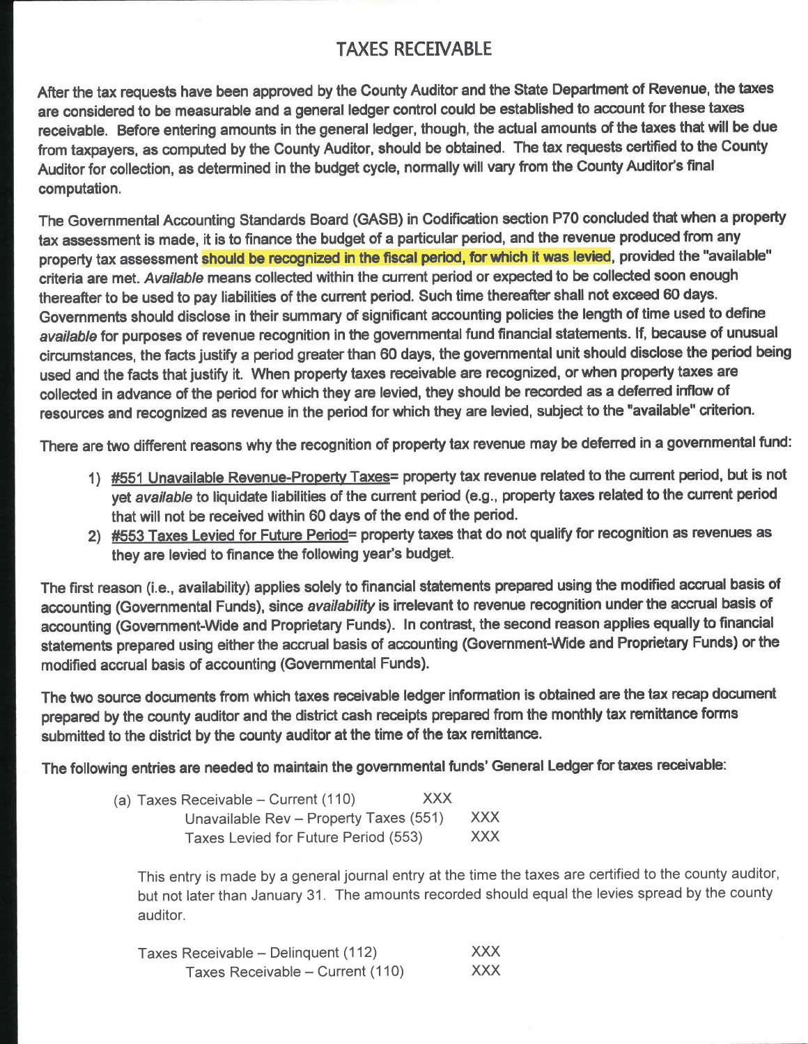# TAXES RECEIVABLE

After the tax requests have been approved by the County Auditor and the State Department of Revenue, the taxes are considered to be measurable and a general ledger control could be established to account for these taxes receivable. Before entering amounts in the general ledger, though, the actual amounts of the taxes that will be due from taxpayers, as computed by the County Auditor, should be obtained. The tax requests certified to the County Auditor for collection, as determined in the budget cycle, normally will vary from the County Auditor's final computation.

The Governmental Accounting Standards Board (GASB) in Codification section P70 concluded that when a property tax assessment is made, it is to finance the budget of a particular period, and the revenue produced from any property tax assessment should be recognized in the fiscal period, for which it was levied, provided the "available" criteria are met. *Available* means collected within the current period or expected to be collected soon enough thereafter to be used to pay liabilities of the current period. Such time thereafter shall not exceed 60 days. Governments should disclose in their summary of significant accounting policies the length of time used to define *available* for purposes of revenue recognition in the governmental fund financial statements. If, because of unusual circumstances, the facts justify a period greater than 60 days, the governmental unit should disclose the period being used and the facts that justify it. When property taxes receivable are recognized, or when property taxes are collected in advance of the period for which they are levied, they should be recorded as a deferred inflow of resources and recognized as revenue in the period for which they are levied, subject to the "available" criterion.

There are two different reasons why the recognition of property tax revenue may be deferred in a governmental fund:

1) #551 Unavailable Revenue-Property Taxes= property tax revenue related to the current period, but is not yet *available* to liquidate liabilities of the current period (e.g., property taxes related to the current period that will not be received within 60 days of the end of the period.
2) #553 Taxes Levied for Future Period= property taxes that do not qualify for recognition as revenues as they are levied to finance the following year's budget.

The first reason (i.e., availability) applies solely to financial statements prepared using the modified accrual basis of accounting (Governmental Funds), since *availability* is irrelevant to revenue recognition under the accrual basis of accounting (Government-Wide and Proprietary Funds). In contrast, the second reason applies equally to financial statements prepared using either the accrual basis of accounting (Government-Wide and Proprietary Funds) or the modified accrual basis of accounting (Governmental Funds).

The two source documents from which taxes receivable ledger information is obtained are the tax recap document prepared by the county auditor and the district cash receipts prepared from the monthly tax remittance forms submitted to the district by the county auditor at the time of the tax remittance.

The following entries are needed to maintain the governmental funds' General Ledger for taxes receivable:

| | Debit | Credit |
|---|---|---|
| (a) Taxes Receivable – Current (110) | XXX | |
| Unavailable Rev – Property Taxes (551) | | XXX |
| Taxes Levied for Future Period (553) | | XXX |

This entry is made by a general journal entry at the time the taxes are certified to the county auditor, but not later than January 31. The amounts recorded should equal the levies spread by the county auditor.

| | Debit | Credit |
|---|---|---|
| Taxes Receivable – Delinquent (112) | XXX | |
| Taxes Receivable – Current (110) | | XXX |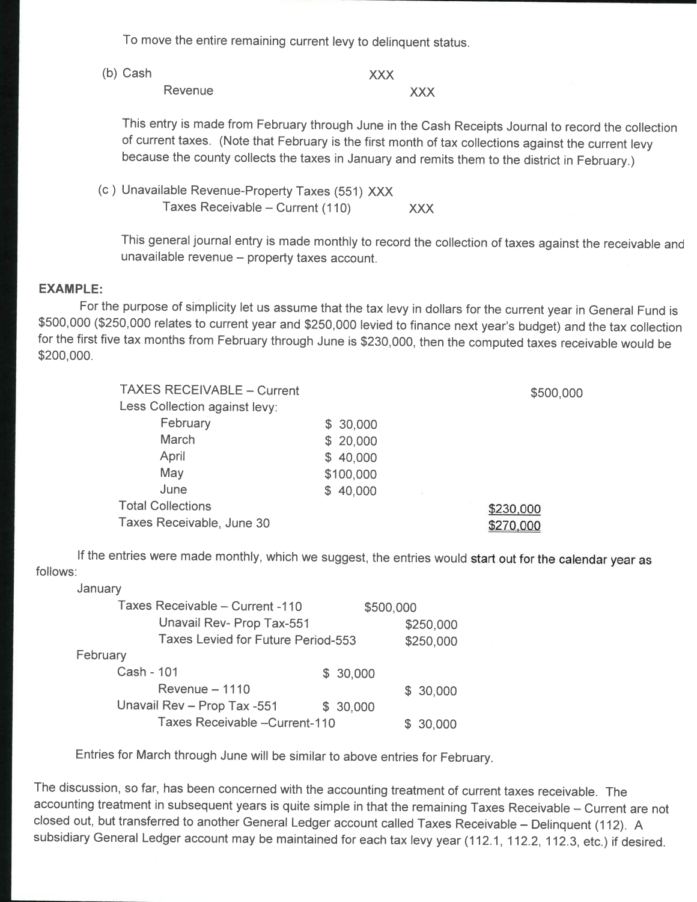To move the entire remaining current levy to delinquent status.

(b) Cash XXX
  Revenue XXX

This entry is made from February through June in the Cash Receipts Journal to record the collection of current taxes. (Note that February is the first month of tax collections against the current levy because the county collects the taxes in January and remits them to the district in February.)

(c ) Unavailable Revenue-Property Taxes (551) XXX
  Taxes Receivable – Current (110) XXX

This general journal entry is made monthly to record the collection of taxes against the receivable and unavailable revenue – property taxes account.

**EXAMPLE:**

For the purpose of simplicity let us assume that the tax levy in dollars for the current year in General Fund is $500,000 ($250,000 relates to current year and $250,000 levied to finance next year's budget) and the tax collection for the first five tax months from February through June is $230,000, then the computed taxes receivable would be $200,000.

| | | |
|---|---|---|
| TAXES RECEIVABLE – Current | | $500,000 |
| Less Collection against levy: | | |
| February | $ 30,000 | |
| March | $ 20,000 | |
| April | $ 40,000 | |
| May | $100,000 | |
| June | $ 40,000 | |
| Total Collections | | $230,000 |
| Taxes Receivable, June 30 | | $270,000 |

If the entries were made monthly, which we suggest, the entries would start out for the calendar year as follows:

| | Debit | Credit |
|---|---|---|
| **January** | | |
| Taxes Receivable – Current -110 | $500,000 | |
| Unavail Rev- Prop Tax-551 | | $250,000 |
| Taxes Levied for Future Period-553 | | $250,000 |
| **February** | | |
| Cash - 101 | $ 30,000 | |
| Revenue – 1110 | | $ 30,000 |
| Unavail Rev – Prop Tax -551 | $ 30,000 | |
| Taxes Receivable –Current-110 | | $ 30,000 |

Entries for March through June will be similar to above entries for February.

The discussion, so far, has been concerned with the accounting treatment of current taxes receivable. The accounting treatment in subsequent years is quite simple in that the remaining Taxes Receivable – Current are not closed out, but transferred to another General Ledger account called Taxes Receivable – Delinquent (112). A subsidiary General Ledger account may be maintained for each tax levy year (112.1, 112.2, 112.3, etc.) if desired.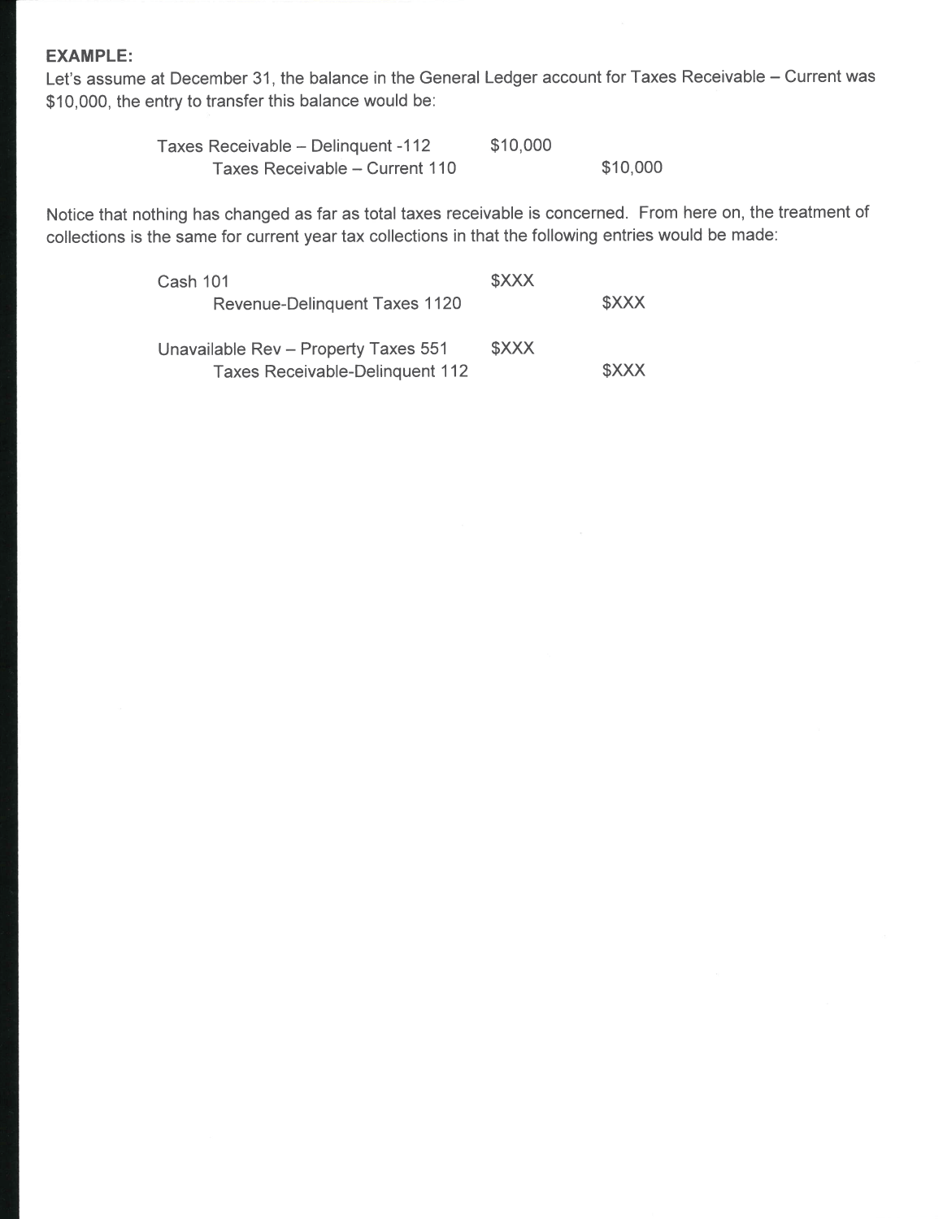**EXAMPLE:**

Let's assume at December 31, the balance in the General Ledger account for Taxes Receivable – Current was $10,000, the entry to transfer this balance would be:

| | | |
|---|---|---|
| Taxes Receivable – Delinquent -112 | $10,000 | |
| Taxes Receivable – Current 110 | | $10,000 |

Notice that nothing has changed as far as total taxes receivable is concerned. From here on, the treatment of collections is the same for current year tax collections in that the following entries would be made:

| | | |
|---|---|---|
| Cash 101 | $XXX | |
| Revenue-Delinquent Taxes 1120 | | $XXX |
| | | |
| Unavailable Rev – Property Taxes 551 | $XXX | |
| Taxes Receivable-Delinquent 112 | | $XXX |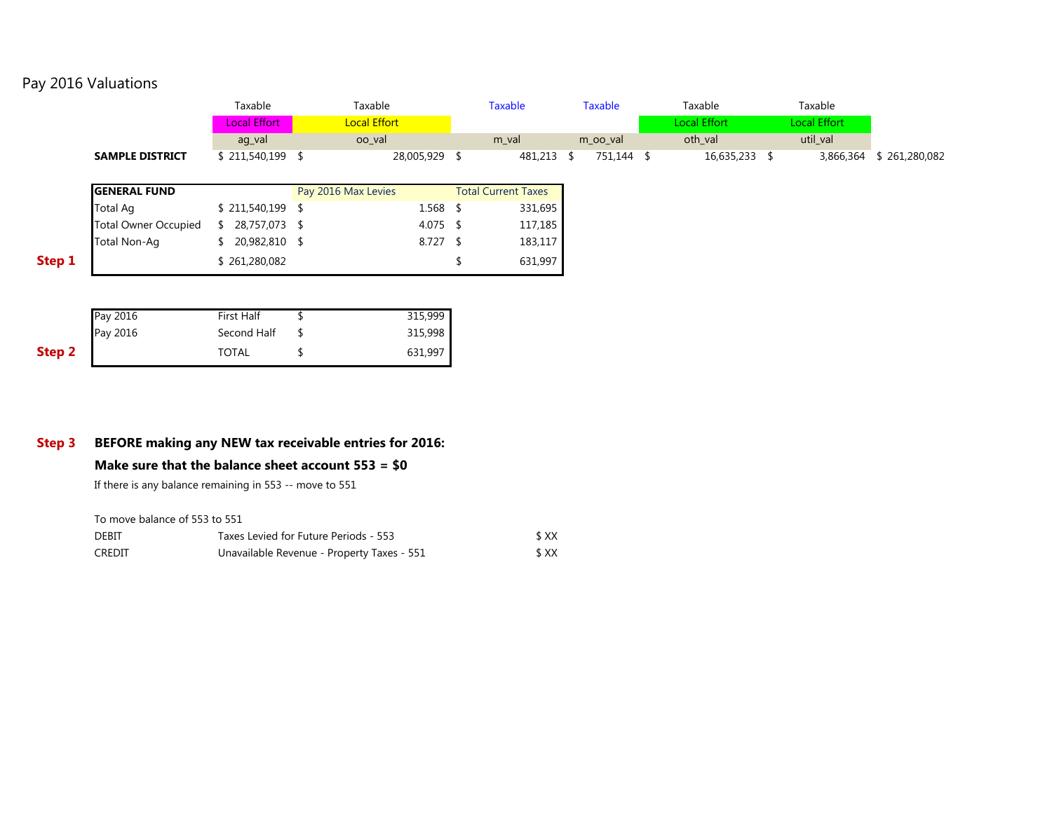# Pay 2016 Valuations

| | Taxable | Taxable | Taxable | Taxable | Taxable | Taxable | |
|---|---|---|---|---|---|---|---|
| | Local Effort | Local Effort | | | Local Effort | Local Effort | |
| | ag_val | oo_val | m_val | m_oo_val | oth_val | util_val | |
| **SAMPLE DISTRICT** | $ 211,540,199 | $ 28,005,929 | $ 481,213 | $ 751,144 | $ 16,635,233 | $ 3,866,364 | $ 261,280,082 |

**Step 1**

| **GENERAL FUND** | | Pay 2016 Max Levies | Total Current Taxes |
|---|---|---|---|
| Total Ag | $ 211,540,199 | $ 1.568 | $ 331,695 |
| Total Owner Occupied | $ 28,757,073 | $ 4.075 | $ 117,185 |
| Total Non-Ag | $ 20,982,810 | $ 8.727 | $ 183,117 |
| | $ 261,280,082 | | $ 631,997 |

**Step 2**

| | | |
|---|---|---|
| Pay 2016 | First Half | $ 315,999 |
| Pay 2016 | Second Half | $ 315,998 |
| | TOTAL | $ 631,997 |

**Step 3** **BEFORE making any NEW tax receivable entries for 2016:**

**Make sure that the balance sheet account 553 = $0**

If there is any balance remaining in 553 -- move to 551

To move balance of 553 to 551

| | | |
|---|---|---|
| DEBIT | Taxes Levied for Future Periods - 553 | $ XX |
| CREDIT | Unavailable Revenue - Property Taxes - 551 | $ XX |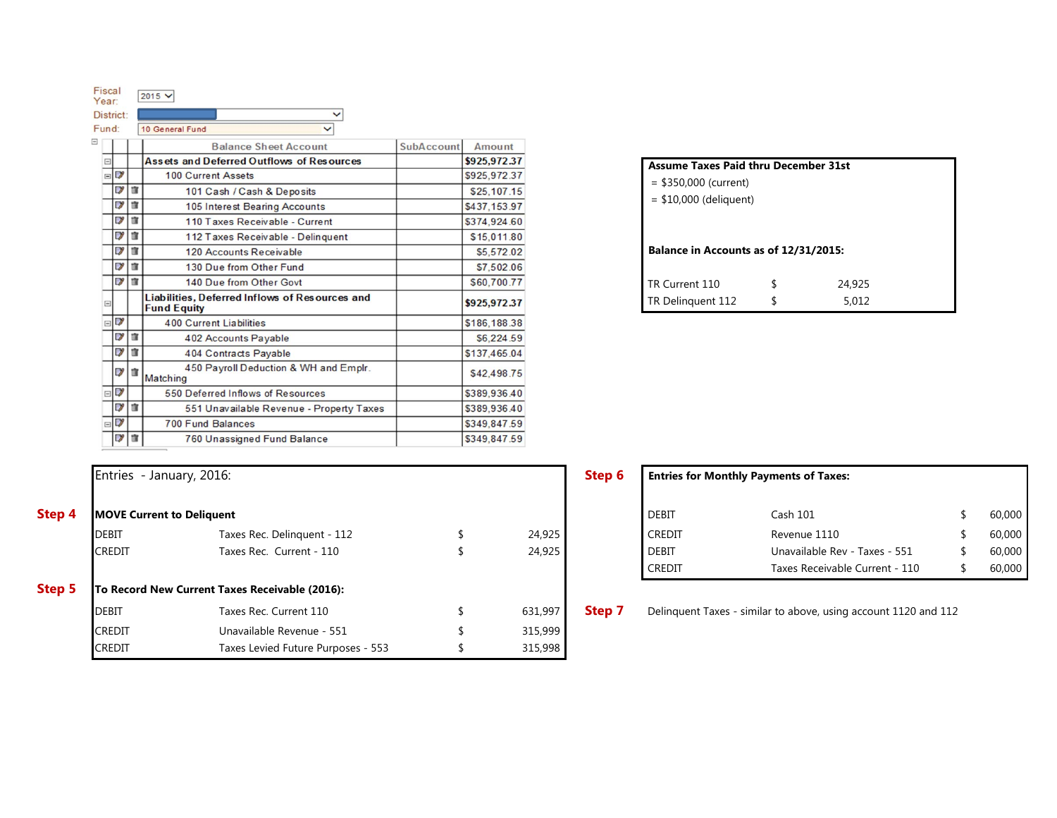Fiscal Year: 2015

District:

Fund: 10 General Fund

| Balance Sheet Account | SubAccount | Amount |
|---|---|---|
| **Assets and Deferred Outflows of Resources** | | **$925,972.37** |
| 100 Current Assets | | $925,972.37 |
| 101 Cash / Cash & Deposits | | $25,107.15 |
| 105 Interest Bearing Accounts | | $437,153.97 |
| 110 Taxes Receivable - Current | | $374,924.60 |
| 112 Taxes Receivable - Delinquent | | $15,011.80 |
| 120 Accounts Receivable | | $5,572.02 |
| 130 Due from Other Fund | | $7,502.06 |
| 140 Due from Other Govt | | $60,700.77 |
| **Liabilities, Deferred Inflows of Resources and Fund Equity** | | **$925,972.37** |
| 400 Current Liabilities | | $186,188.38 |
| 402 Accounts Payable | | $6,224.59 |
| 404 Contracts Payable | | $137,465.04 |
| 450 Payroll Deduction & WH and Emplr. Matching | | $42,498.75 |
| 550 Deferred Inflows of Resources | | $389,936.40 |
| 551 Unavailable Revenue - Property Taxes | | $389,936.40 |
| 700 Fund Balances | | $349,847.59 |
| 760 Unassigned Fund Balance | | $349,847.59 |

**Assume Taxes Paid thru December 31st**

= $350,000 (current)

= $10,000 (deliquent)

**Balance in Accounts as of 12/31/2015:**

| | | |
|---|---|---|
| TR Current 110 | $ | 24,925 |
| TR Delinquent 112 | $ | 5,012 |

Entries - January, 2016:

**Step 4**

**MOVE Current to Deliquent**

| | | | |
|---|---|---|---|
| DEBIT | Taxes Rec. Delinquent - 112 | $ | 24,925 |
| CREDIT | Taxes Rec. Current - 110 | $ | 24,925 |

**Step 5**

**To Record New Current Taxes Receivable (2016):**

| | | | |
|---|---|---|---|
| DEBIT | Taxes Rec. Current 110 | $ | 631,997 |
| CREDIT | Unavailable Revenue - 551 | $ | 315,999 |
| CREDIT | Taxes Levied Future Purposes - 553 | $ | 315,998 |

**Step 6**

**Entries for Monthly Payments of Taxes:**

| | | | |
|---|---|---|---|
| DEBIT | Cash 101 | $ | 60,000 |
| CREDIT | Revenue 1110 | $ | 60,000 |
| DEBIT | Unavailable Rev - Taxes - 551 | $ | 60,000 |
| CREDIT | Taxes Receivable Current - 110 | $ | 60,000 |

**Step 7**

Delinquent Taxes - similar to above, using account 1120 and 112